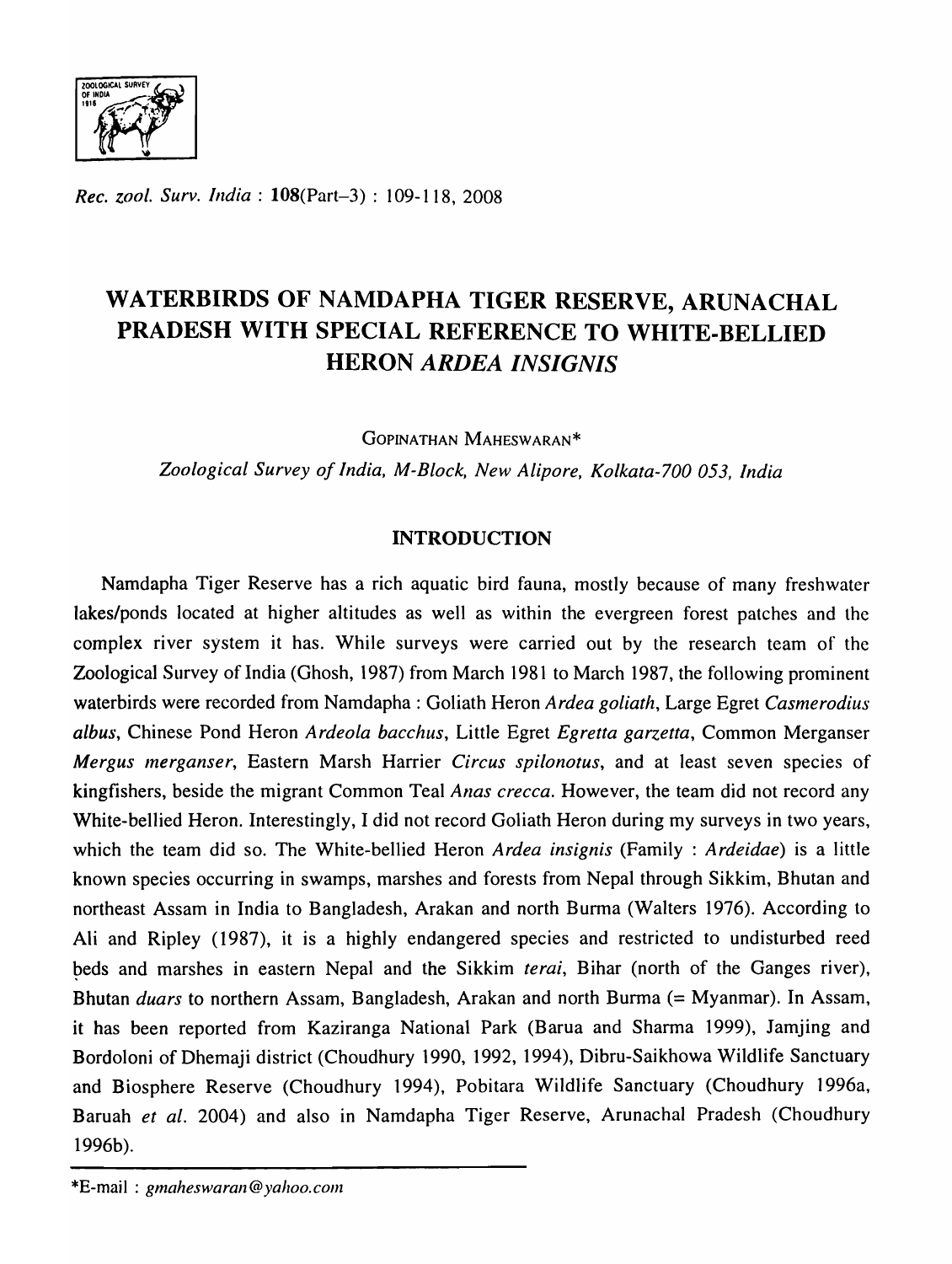# WATERBIRDS OF NAMDAPHA TIGER RESERVE, ARUNACHAL PRADESH WITH SPECIAL REFERENCE TO WHITE-BELLIED HERON *ARDEA INSIGNIS*

GOPINATHAN MAHESWARAN*

*Zoological Survey of India, M-Block, New Alipore, Kolkata-700 053, India*

## INTRODUCTION

Namdapha Tiger Reserve has a rich aquatic bird fauna, mostly because of many freshwater lakes/ponds located at higher altitudes as well as within the evergreen forest patches and the complex river system it has. While surveys were carried out by the research team of the Zoological Survey of India (Ghosh, 1987) from March 1981 to March 1987, the following prominent waterbirds were recorded from Namdapha : Goliath Heron *Ardea goliath*, Large Egret *Casmerodius albus*, Chinese Pond Heron *Ardeola bacchus*, Little Egret *Egretta garzetta*, Common Merganser *Mergus merganser*, Eastern Marsh Harrier *Circus spilonotus*, and at least seven species of kingfishers, beside the migrant Common Teal *Anas crecca*. However, the team did not record any White-bellied Heron. Interestingly, I did not record Goliath Heron during my surveys in two years, which the team did so. The White-bellied Heron *Ardea insignis* (Family : *Ardeidae*) is a little known species occurring in swamps, marshes and forests from Nepal through Sikkim, Bhutan and northeast Assam in India to Bangladesh, Arakan and north Burma (Walters 1976). According to Ali and Ripley (1987), it is a highly endangered species and restricted to undisturbed reed beds and marshes in eastern Nepal and the Sikkim *terai*, Bihar (north of the Ganges river), Bhutan *duars* to northern Assam, Bangladesh, Arakan and north Burma (= Myanmar). In Assam, it has been reported from Kaziranga National Park (Barua and Sharma 1999), Jamjing and Bordoloni of Dhemaji district (Choudhury 1990, 1992, 1994), Dibru-Saikhowa Wildlife Sanctuary and Biosphere Reserve (Choudhury 1994), Pobitara Wildlife Sanctuary (Choudhury 1996a, Baruah *et al.* 2004) and also in Namdapha Tiger Reserve, Arunachal Pradesh (Choudhury 1996b).

*E-mail : *gmaheswaran@yahoo.com*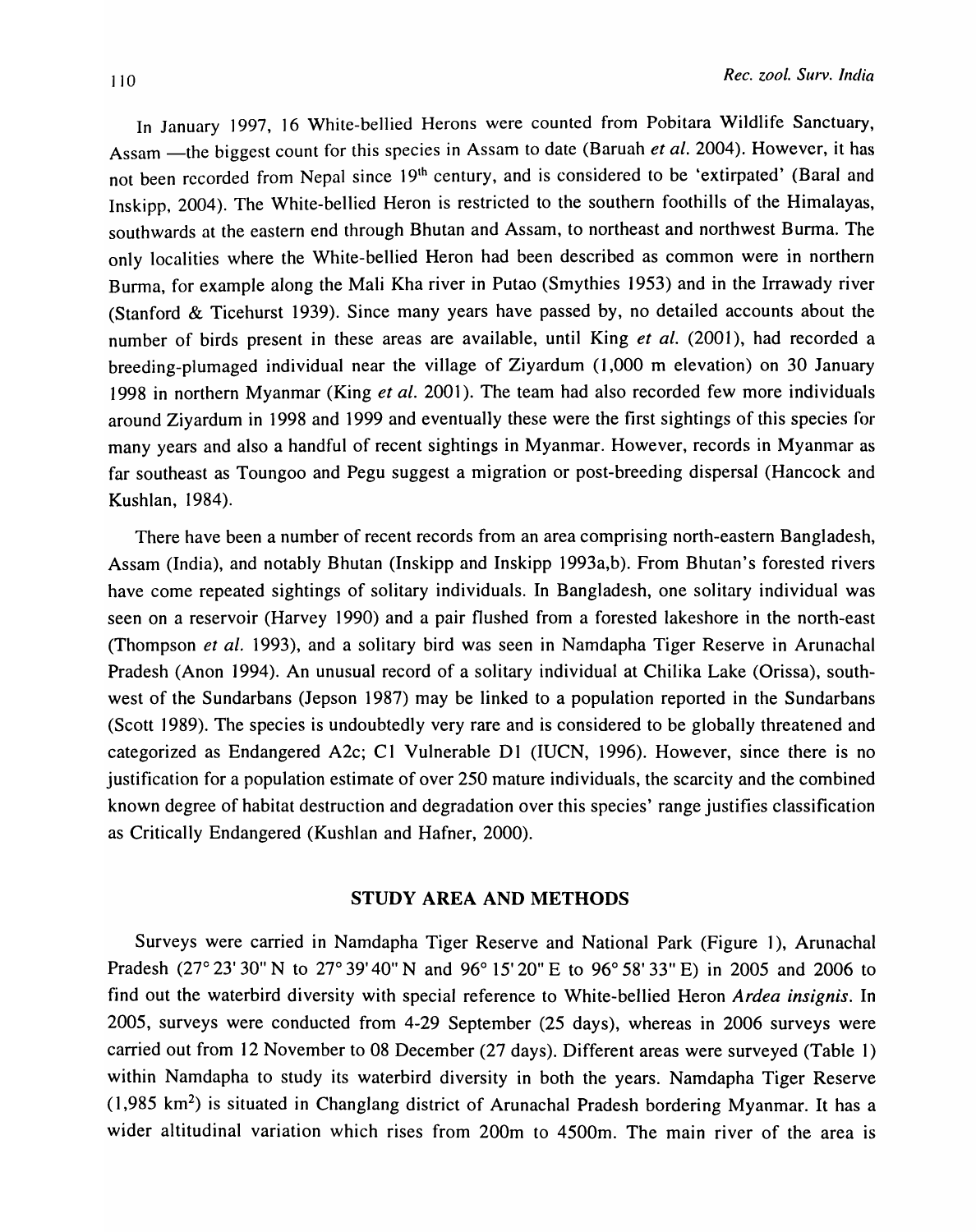In January 1997, 16 White-bellied Herons were counted from Pobitara Wildlife Sanctuary, Assam —the biggest count for this species in Assam to date (Baruah *et al.* 2004). However, it has not been recorded from Nepal since 19th century, and is considered to be 'extirpated' (Baral and Inskipp, 2004). The White-bellied Heron is restricted to the southern foothills of the Himalayas, southwards at the eastern end through Bhutan and Assam, to northeast and northwest Burma. The only localities where the White-bellied Heron had been described as common were in northern Burma, for example along the Mali Kha river in Putao (Smythies 1953) and in the Irrawady river (Stanford & Ticehurst 1939). Since many years have passed by, no detailed accounts about the number of birds present in these areas are available, until King *et al.* (2001), had recorded a breeding-plumaged individual near the village of Ziyardum (1,000 m elevation) on 30 January 1998 in northern Myanmar (King *et al.* 2001). The team had also recorded few more individuals around Ziyardum in 1998 and 1999 and eventually these were the first sightings of this species for many years and also a handful of recent sightings in Myanmar. However, records in Myanmar as far southeast as Toungoo and Pegu suggest a migration or post-breeding dispersal (Hancock and Kushlan, 1984).

There have been a number of recent records from an area comprising north-eastern Bangladesh, Assam (India), and notably Bhutan (Inskipp and Inskipp 1993a,b). From Bhutan's forested rivers have come repeated sightings of solitary individuals. In Bangladesh, one solitary individual was seen on a reservoir (Harvey 1990) and a pair flushed from a forested lakeshore in the north-east (Thompson *et al.* 1993), and a solitary bird was seen in Namdapha Tiger Reserve in Arunachal Pradesh (Anon 1994). An unusual record of a solitary individual at Chilika Lake (Orissa), south-west of the Sundarbans (Jepson 1987) may be linked to a population reported in the Sundarbans (Scott 1989). The species is undoubtedly very rare and is considered to be globally threatened and categorized as Endangered A2c; C1 Vulnerable D1 (IUCN, 1996). However, since there is no justification for a population estimate of over 250 mature individuals, the scarcity and the combined known degree of habitat destruction and degradation over this species' range justifies classification as Critically Endangered (Kushlan and Hafner, 2000).

## STUDY AREA AND METHODS

Surveys were carried in Namdapha Tiger Reserve and National Park (Figure 1), Arunachal Pradesh (27° 23' 30" N to 27° 39' 40" N and 96° 15' 20" E to 96° 58' 33" E) in 2005 and 2006 to find out the waterbird diversity with special reference to White-bellied Heron *Ardea insignis*. In 2005, surveys were conducted from 4-29 September (25 days), whereas in 2006 surveys were carried out from 12 November to 08 December (27 days). Different areas were surveyed (Table 1) within Namdapha to study its waterbird diversity in both the years. Namdapha Tiger Reserve (1,985 km$^2$) is situated in Changlang district of Arunachal Pradesh bordering Myanmar. It has a wider altitudinal variation which rises from 200m to 4500m. The main river of the area is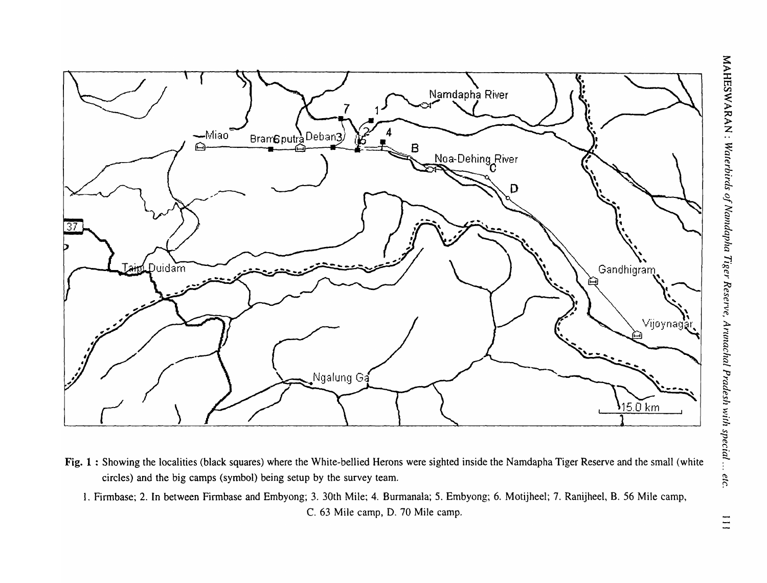Fig. 1 : Showing the localities (black squares) where the White-bellied Herons were sighted inside the Namdapha Tiger Reserve and the small (white circles) and the big camps (symbol) being setup by the survey team.

1. Firmbase; 2. In between Firmbase and Embyong; 3. 30th Mile; 4. Burmanala; 5. Embyong; 6. Motijheel; 7. Ranijheel, B. 56 Mile camp, C. 63 Mile camp, D. 70 Mile camp.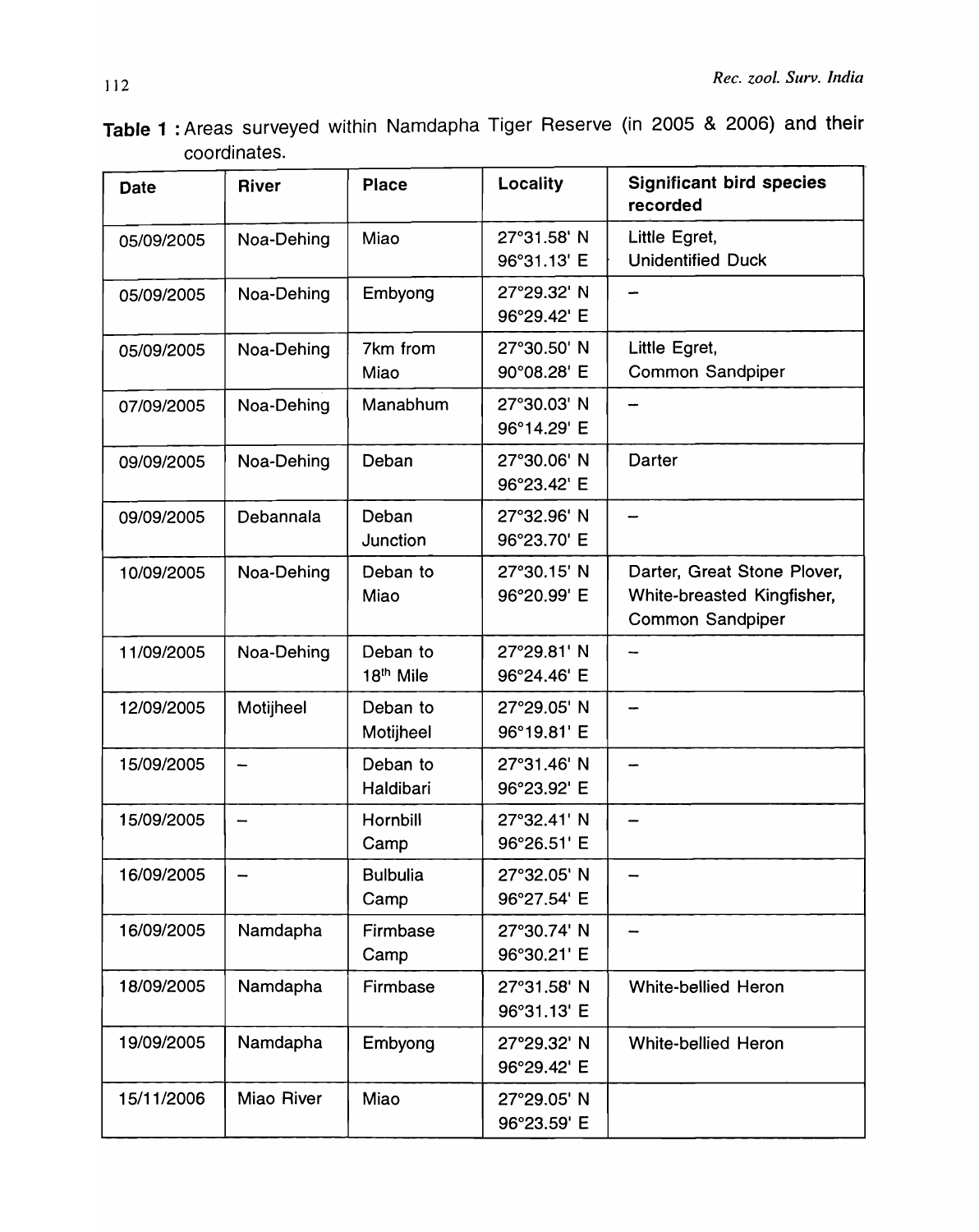**Table 1 :** Areas surveyed within Namdapha Tiger Reserve (in 2005 & 2006) and their coordinates.

| Date | River | Place | Locality | Significant bird species recorded |
|---|---|---|---|---|
| 05/09/2005 | Noa-Dehing | Miao | 27°31.58' N 96°31.13' E | Little Egret, Unidentified Duck |
| 05/09/2005 | Noa-Dehing | Embyong | 27°29.32' N 96°29.42' E | – |
| 05/09/2005 | Noa-Dehing | 7km from Miao | 27°30.50' N 90°08.28' E | Little Egret, Common Sandpiper |
| 07/09/2005 | Noa-Dehing | Manabhum | 27°30.03' N 96°14.29' E | – |
| 09/09/2005 | Noa-Dehing | Deban | 27°30.06' N 96°23.42' E | Darter |
| 09/09/2005 | Debannala | Deban Junction | 27°32.96' N 96°23.70' E | – |
| 10/09/2005 | Noa-Dehing | Deban to Miao | 27°30.15' N 96°20.99' E | Darter, Great Stone Plover, White-breasted Kingfisher, Common Sandpiper |
| 11/09/2005 | Noa-Dehing | Deban to 18th Mile | 27°29.81' N 96°24.46' E | – |
| 12/09/2005 | Motijheel | Deban to Motijheel | 27°29.05' N 96°19.81' E | – |
| 15/09/2005 | – | Deban to Haldibari | 27°31.46' N 96°23.92' E | – |
| 15/09/2005 | – | Hornbill Camp | 27°32.41' N 96°26.51' E | – |
| 16/09/2005 | – | Bulbulia Camp | 27°32.05' N 96°27.54' E | – |
| 16/09/2005 | Namdapha | Firmbase Camp | 27°30.74' N 96°30.21' E | – |
| 18/09/2005 | Namdapha | Firmbase | 27°31.58' N 96°31.13' E | White-bellied Heron |
| 19/09/2005 | Namdapha | Embyong | 27°29.32' N 96°29.42' E | White-bellied Heron |
| 15/11/2006 | Miao River | Miao | 27°29.05' N 96°23.59' E | |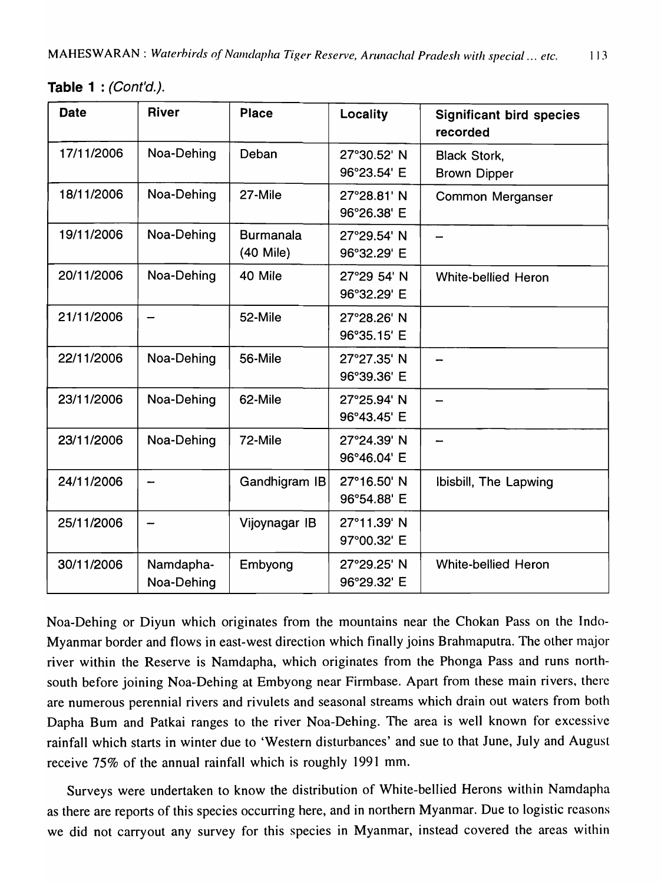**Table 1 :** *(Cont'd.).*

| Date | River | Place | Locality | Significant bird species recorded |
|---|---|---|---|---|
| 17/11/2006 | Noa-Dehing | Deban | 27°30.52' N 96°23.54' E | Black Stork, Brown Dipper |
| 18/11/2006 | Noa-Dehing | 27-Mile | 27°28.81' N 96°26.38' E | Common Merganser |
| 19/11/2006 | Noa-Dehing | Burmanala (40 Mile) | 27°29.54' N 96°32.29' E | – |
| 20/11/2006 | Noa-Dehing | 40 Mile | 27°29 54' N 96°32.29' E | White-bellied Heron |
| 21/11/2006 | – | 52-Mile | 27°28.26' N 96°35.15' E | |
| 22/11/2006 | Noa-Dehing | 56-Mile | 27°27.35' N 96°39.36' E | – |
| 23/11/2006 | Noa-Dehing | 62-Mile | 27°25.94' N 96°43.45' E | – |
| 23/11/2006 | Noa-Dehing | 72-Mile | 27°24.39' N 96°46.04' E | – |
| 24/11/2006 | – | Gandhigram IB | 27°16.50' N 96°54.88' E | Ibisbill, The Lapwing |
| 25/11/2006 | – | Vijoynagar IB | 27°11.39' N 97°00.32' E | |
| 30/11/2006 | Namdapha-Noa-Dehing | Embyong | 27°29.25' N 96°29.32' E | White-bellied Heron |

Noa-Dehing or Diyun which originates from the mountains near the Chokan Pass on the Indo-Myanmar border and flows in east-west direction which finally joins Brahmaputra. The other major river within the Reserve is Namdapha, which originates from the Phonga Pass and runs north-south before joining Noa-Dehing at Embyong near Firmbase. Apart from these main rivers, there are numerous perennial rivers and rivulets and seasonal streams which drain out waters from both Dapha Bum and Patkai ranges to the river Noa-Dehing. The area is well known for excessive rainfall which starts in winter due to 'Western disturbances' and sue to that June, July and August receive 75% of the annual rainfall which is roughly 1991 mm.

Surveys were undertaken to know the distribution of White-bellied Herons within Namdapha as there are reports of this species occurring here, and in northern Myanmar. Due to logistic reasons we did not carryout any survey for this species in Myanmar, instead covered the areas within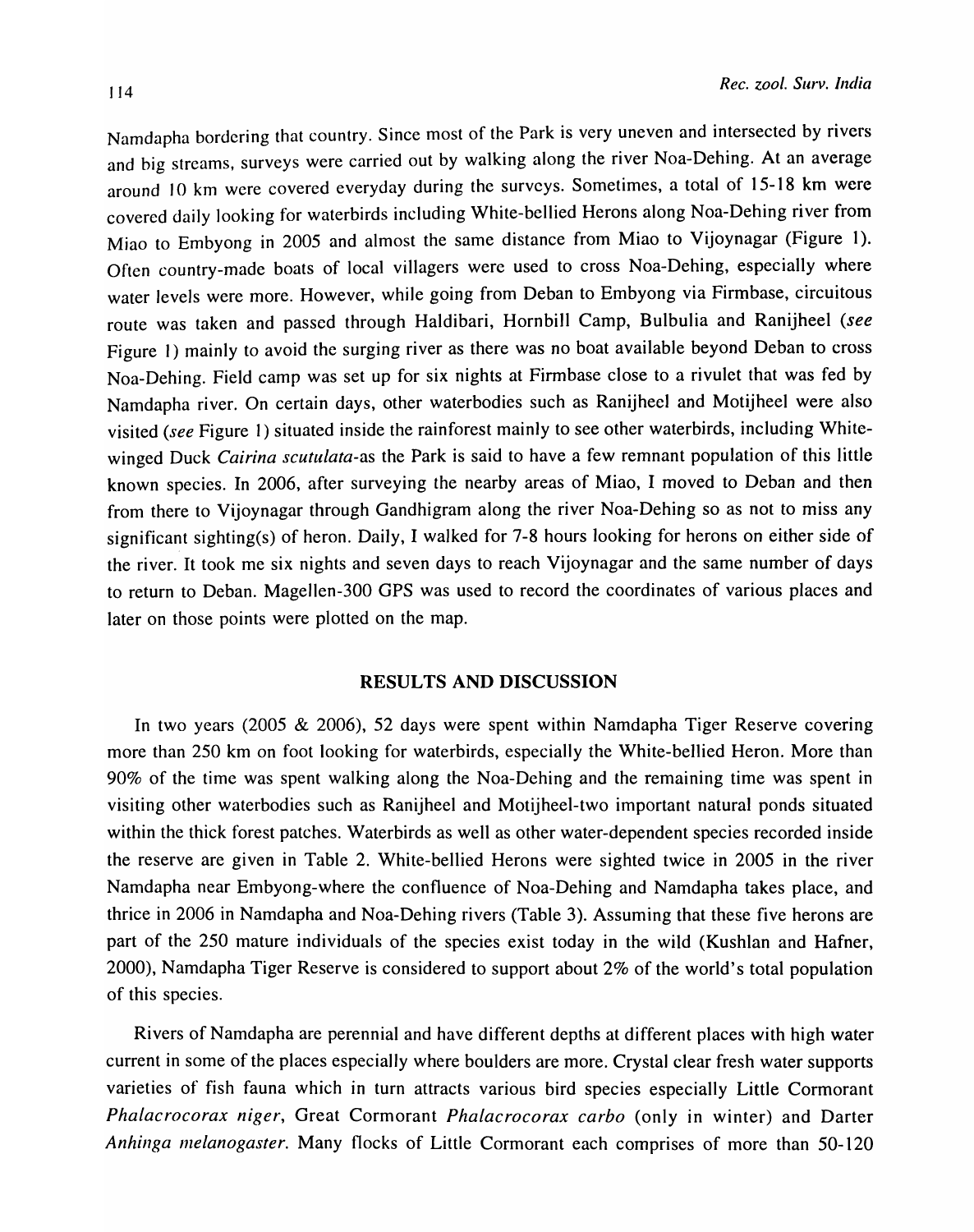Namdapha bordering that country. Since most of the Park is very uneven and intersected by rivers and big streams, surveys were carried out by walking along the river Noa-Dehing. At an average around 10 km were covered everyday during the surveys. Sometimes, a total of 15-18 km were covered daily looking for waterbirds including White-bellied Herons along Noa-Dehing river from Miao to Embyong in 2005 and almost the same distance from Miao to Vijoynagar (Figure 1). Often country-made boats of local villagers were used to cross Noa-Dehing, especially where water levels were more. However, while going from Deban to Embyong via Firmbase, circuitous route was taken and passed through Haldibari, Hornbill Camp, Bulbulia and Ranijheel (*see* Figure 1) mainly to avoid the surging river as there was no boat available beyond Deban to cross Noa-Dehing. Field camp was set up for six nights at Firmbase close to a rivulet that was fed by Namdapha river. On certain days, other waterbodies such as Ranijheel and Motijheel were also visited (*see* Figure 1) situated inside the rainforest mainly to see other waterbirds, including White-winged Duck *Cairina scutulata*-as the Park is said to have a few remnant population of this little known species. In 2006, after surveying the nearby areas of Miao, I moved to Deban and then from there to Vijoynagar through Gandhigram along the river Noa-Dehing so as not to miss any significant sighting(s) of heron. Daily, I walked for 7-8 hours looking for herons on either side of the river. It took me six nights and seven days to reach Vijoynagar and the same number of days to return to Deban. Magellen-300 GPS was used to record the coordinates of various places and later on those points were plotted on the map.

## RESULTS AND DISCUSSION

In two years (2005 & 2006), 52 days were spent within Namdapha Tiger Reserve covering more than 250 km on foot looking for waterbirds, especially the White-bellied Heron. More than 90% of the time was spent walking along the Noa-Dehing and the remaining time was spent in visiting other waterbodies such as Ranijheel and Motijheel-two important natural ponds situated within the thick forest patches. Waterbirds as well as other water-dependent species recorded inside the reserve are given in Table 2. White-bellied Herons were sighted twice in 2005 in the river Namdapha near Embyong-where the confluence of Noa-Dehing and Namdapha takes place, and thrice in 2006 in Namdapha and Noa-Dehing rivers (Table 3). Assuming that these five herons are part of the 250 mature individuals of the species exist today in the wild (Kushlan and Hafner, 2000), Namdapha Tiger Reserve is considered to support about 2% of the world's total population of this species.

Rivers of Namdapha are perennial and have different depths at different places with high water current in some of the places especially where boulders are more. Crystal clear fresh water supports varieties of fish fauna which in turn attracts various bird species especially Little Cormorant *Phalacrocorax niger*, Great Cormorant *Phalacrocorax carbo* (only in winter) and Darter *Anhinga melanogaster*. Many flocks of Little Cormorant each comprises of more than 50-120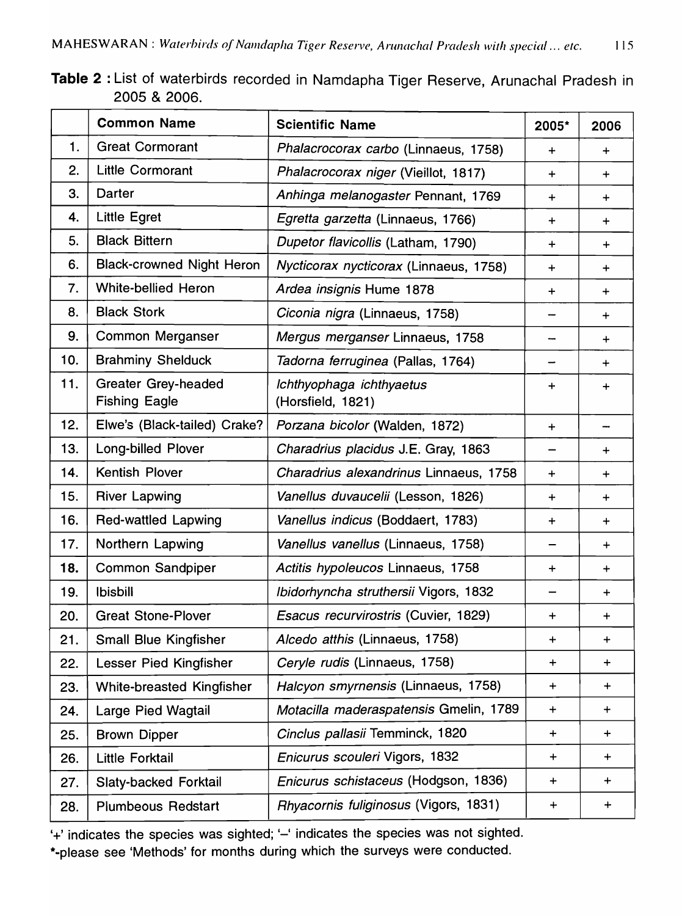**Table 2 :** List of waterbirds recorded in Namdapha Tiger Reserve, Arunachal Pradesh in 2005 & 2006.

| | Common Name | Scientific Name | 2005* | 2006 |
|---|---|---|---|---|
| 1. | Great Cormorant | *Phalacrocorax carbo* (Linnaeus, 1758) | + | + |
| 2. | Little Cormorant | *Phalacrocorax niger* (Vieillot, 1817) | + | + |
| 3. | Darter | *Anhinga melanogaster* Pennant, 1769 | + | + |
| 4. | Little Egret | *Egretta garzetta* (Linnaeus, 1766) | + | + |
| 5. | Black Bittern | *Dupetor flavicollis* (Latham, 1790) | + | + |
| 6. | Black-crowned Night Heron | *Nycticorax nycticorax* (Linnaeus, 1758) | + | + |
| 7. | White-bellied Heron | *Ardea insignis* Hume 1878 | + | + |
| 8. | Black Stork | *Ciconia nigra* (Linnaeus, 1758) | – | + |
| 9. | Common Merganser | *Mergus merganser* Linnaeus, 1758 | – | + |
| 10. | Brahminy Shelduck | *Tadorna ferruginea* (Pallas, 1764) | – | + |
| 11. | Greater Grey-headed Fishing Eagle | *Ichthyophaga ichthyaetus* (Horsfield, 1821) | + | + |
| 12. | Elwe's (Black-tailed) Crake? | *Porzana bicolor* (Walden, 1872) | + | – |
| 13. | Long-billed Plover | *Charadrius placidus* J.E. Gray, 1863 | – | + |
| 14. | Kentish Plover | *Charadrius alexandrinus* Linnaeus, 1758 | + | + |
| 15. | River Lapwing | *Vanellus duvaucelii* (Lesson, 1826) | + | + |
| 16. | Red-wattled Lapwing | *Vanellus indicus* (Boddaert, 1783) | + | + |
| 17. | Northern Lapwing | *Vanellus vanellus* (Linnaeus, 1758) | – | + |
| 18. | Common Sandpiper | *Actitis hypoleucos* Linnaeus, 1758 | + | + |
| 19. | Ibisbill | *Ibidorhyncha struthersii* Vigors, 1832 | – | + |
| 20. | Great Stone-Plover | *Esacus recurvirostris* (Cuvier, 1829) | + | + |
| 21. | Small Blue Kingfisher | *Alcedo atthis* (Linnaeus, 1758) | + | + |
| 22. | Lesser Pied Kingfisher | *Ceryle rudis* (Linnaeus, 1758) | + | + |
| 23. | White-breasted Kingfisher | *Halcyon smyrnensis* (Linnaeus, 1758) | + | + |
| 24. | Large Pied Wagtail | *Motacilla maderaspatensis* Gmelin, 1789 | + | + |
| 25. | Brown Dipper | *Cinclus pallasii* Temminck, 1820 | + | + |
| 26. | Little Forktail | *Enicurus scouleri* Vigors, 1832 | + | + |
| 27. | Slaty-backed Forktail | *Enicurus schistaceus* (Hodgson, 1836) | + | + |
| 28. | Plumbeous Redstart | *Rhyacornis fuliginosus* (Vigors, 1831) | + | + |

'+' indicates the species was sighted; '–' indicates the species was not sighted.

*-please see 'Methods' for months during which the surveys were conducted.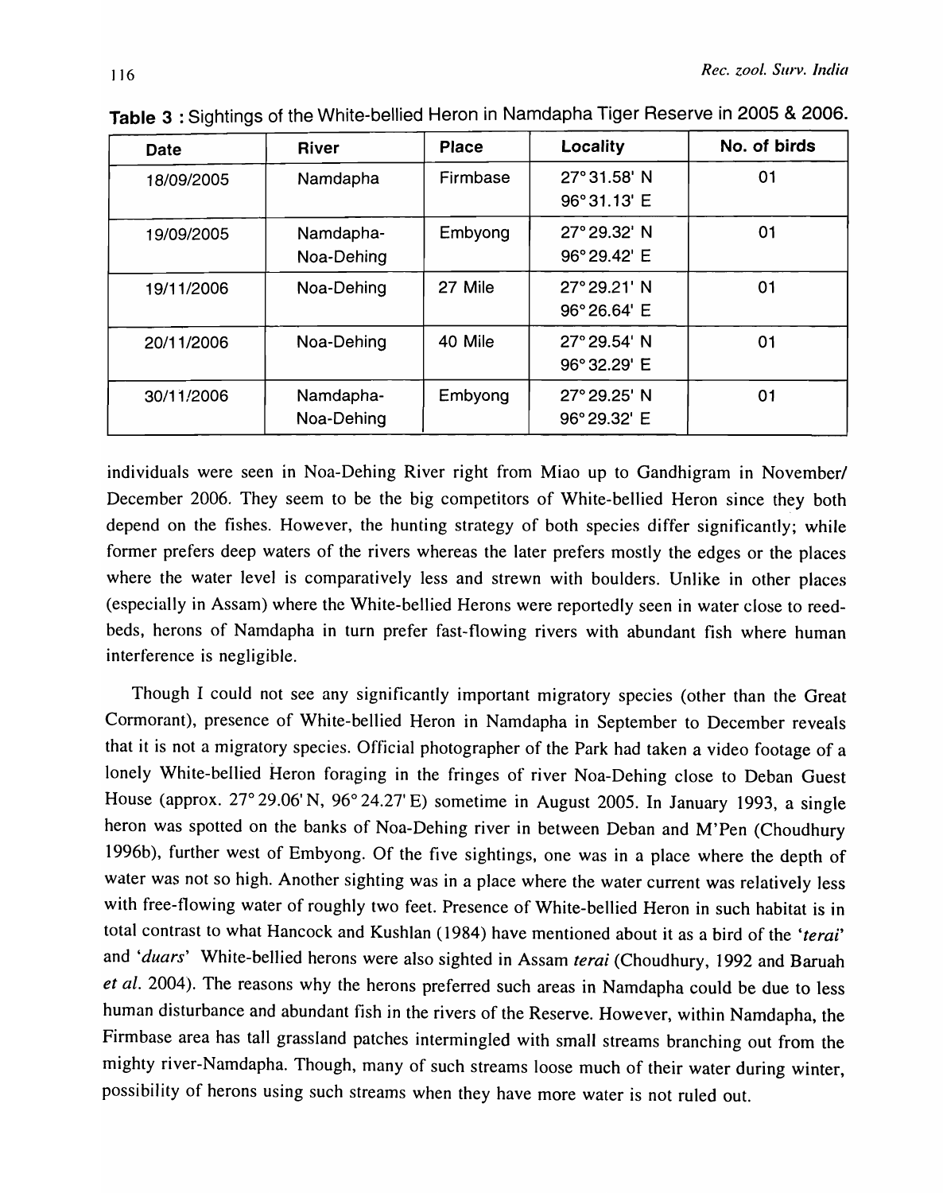**Table 3** : Sightings of the White-bellied Heron in Namdapha Tiger Reserve in 2005 & 2006.

| Date | River | Place | Locality | No. of birds |
|---|---|---|---|---|
| 18/09/2005 | Namdapha | Firmbase | 27° 31.58' N 96° 31.13' E | 01 |
| 19/09/2005 | Namdapha-Noa-Dehing | Embyong | 27° 29.32' N 96° 29.42' E | 01 |
| 19/11/2006 | Noa-Dehing | 27 Mile | 27° 29.21' N 96° 26.64' E | 01 |
| 20/11/2006 | Noa-Dehing | 40 Mile | 27° 29.54' N 96° 32.29' E | 01 |
| 30/11/2006 | Namdapha-Noa-Dehing | Embyong | 27° 29.25' N 96° 29.32' E | 01 |

individuals were seen in Noa-Dehing River right from Miao up to Gandhigram in November/December 2006. They seem to be the big competitors of White-bellied Heron since they both depend on the fishes. However, the hunting strategy of both species differ significantly; while former prefers deep waters of the rivers whereas the later prefers mostly the edges or the places where the water level is comparatively less and strewn with boulders. Unlike in other places (especially in Assam) where the White-bellied Herons were reportedly seen in water close to reed-beds, herons of Namdapha in turn prefer fast-flowing rivers with abundant fish where human interference is negligible.

Though I could not see any significantly important migratory species (other than the Great Cormorant), presence of White-bellied Heron in Namdapha in September to December reveals that it is not a migratory species. Official photographer of the Park had taken a video footage of a lonely White-bellied Heron foraging in the fringes of river Noa-Dehing close to Deban Guest House (approx. 27° 29.06' N, 96° 24.27' E) sometime in August 2005. In January 1993, a single heron was spotted on the banks of Noa-Dehing river in between Deban and M'Pen (Choudhury 1996b), further west of Embyong. Of the five sightings, one was in a place where the depth of water was not so high. Another sighting was in a place where the water current was relatively less with free-flowing water of roughly two feet. Presence of White-bellied Heron in such habitat is in total contrast to what Hancock and Kushlan (1984) have mentioned about it as a bird of the '*terai*' and '*duars*' White-bellied herons were also sighted in Assam *terai* (Choudhury, 1992 and Baruah *et al.* 2004). The reasons why the herons preferred such areas in Namdapha could be due to less human disturbance and abundant fish in the rivers of the Reserve. However, within Namdapha, the Firmbase area has tall grassland patches intermingled with small streams branching out from the mighty river-Namdapha. Though, many of such streams loose much of their water during winter, possibility of herons using such streams when they have more water is not ruled out.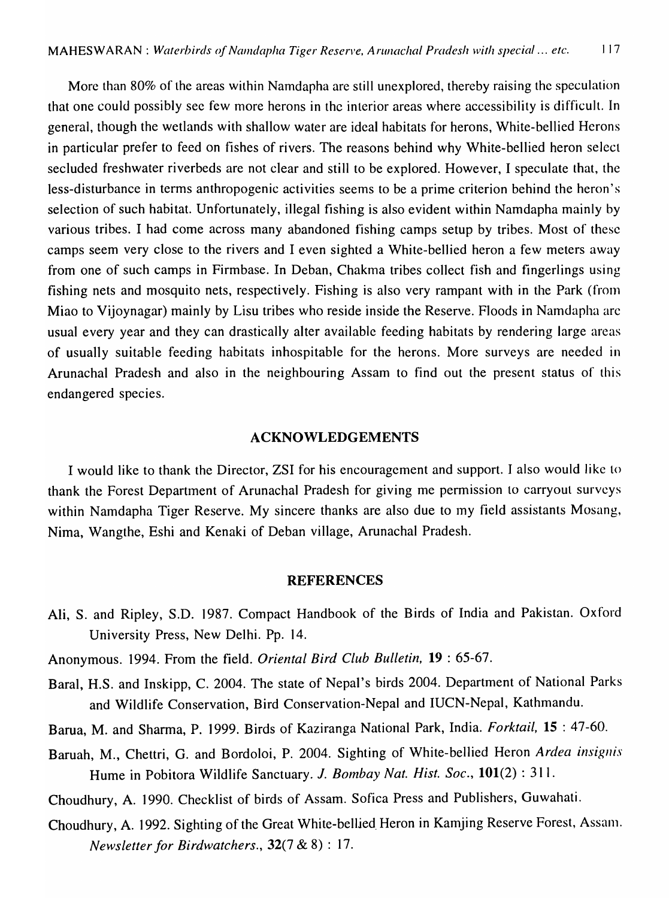More than 80% of the areas within Namdapha are still unexplored, thereby raising the speculation that one could possibly see few more herons in the interior areas where accessibility is difficult. In general, though the wetlands with shallow water are ideal habitats for herons, White-bellied Herons in particular prefer to feed on fishes of rivers. The reasons behind why White-bellied heron select secluded freshwater riverbeds are not clear and still to be explored. However, I speculate that, the less-disturbance in terms anthropogenic activities seems to be a prime criterion behind the heron's selection of such habitat. Unfortunately, illegal fishing is also evident within Namdapha mainly by various tribes. I had come across many abandoned fishing camps setup by tribes. Most of these camps seem very close to the rivers and I even sighted a White-bellied heron a few meters away from one of such camps in Firmbase. In Deban, Chakma tribes collect fish and fingerlings using fishing nets and mosquito nets, respectively. Fishing is also very rampant with in the Park (from Miao to Vijoynagar) mainly by Lisu tribes who reside inside the Reserve. Floods in Namdapha are usual every year and they can drastically alter available feeding habitats by rendering large areas of usually suitable feeding habitats inhospitable for the herons. More surveys are needed in Arunachal Pradesh and also in the neighbouring Assam to find out the present status of this endangered species.

## ACKNOWLEDGEMENTS

I would like to thank the Director, ZSI for his encouragement and support. I also would like to thank the Forest Department of Arunachal Pradesh for giving me permission to carryout surveys within Namdapha Tiger Reserve. My sincere thanks are also due to my field assistants Mosang, Nima, Wangthe, Eshi and Kenaki of Deban village, Arunachal Pradesh.

## REFERENCES

Ali, S. and Ripley, S.D. 1987. Compact Handbook of the Birds of India and Pakistan. Oxford University Press, New Delhi. Pp. 14.

Anonymous. 1994. From the field. *Oriental Bird Club Bulletin,* **19** : 65-67.

Baral, H.S. and Inskipp, C. 2004. The state of Nepal's birds 2004. Department of National Parks and Wildlife Conservation, Bird Conservation-Nepal and IUCN-Nepal, Kathmandu.

Barua, M. and Sharma, P. 1999. Birds of Kaziranga National Park, India. *Forktail,* **15** : 47-60.

Baruah, M., Chettri, G. and Bordoloi, P. 2004. Sighting of White-bellied Heron *Ardea insignis* Hume in Pobitora Wildlife Sanctuary. *J. Bombay Nat. Hist. Soc.*, **101**(2) : 311.

Choudhury, A. 1990. Checklist of birds of Assam. Sofica Press and Publishers, Guwahati.

Choudhury, A. 1992. Sighting of the Great White-bellied Heron in Kamjing Reserve Forest, Assam. *Newsletter for Birdwatchers.*, **32**(7 & 8) : 17.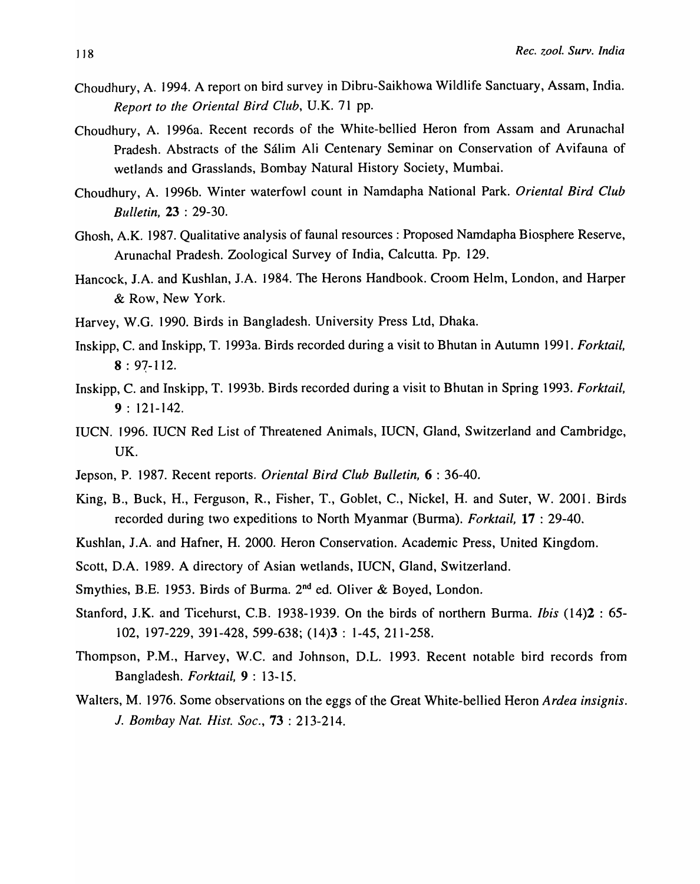Choudhury, A. 1994. A report on bird survey in Dibru-Saikhowa Wildlife Sanctuary, Assam, India. *Report to the Oriental Bird Club*, U.K. 71 pp.

Choudhury, A. 1996a. Recent records of the White-bellied Heron from Assam and Arunachal Pradesh. Abstracts of the Sálim Ali Centenary Seminar on Conservation of Avifauna of wetlands and Grasslands, Bombay Natural History Society, Mumbai.

Choudhury, A. 1996b. Winter waterfowl count in Namdapha National Park. *Oriental Bird Club Bulletin*, **23** : 29-30.

Ghosh, A.K. 1987. Qualitative analysis of faunal resources : Proposed Namdapha Biosphere Reserve, Arunachal Pradesh. Zoological Survey of India, Calcutta. Pp. 129.

Hancock, J.A. and Kushlan, J.A. 1984. The Herons Handbook. Croom Helm, London, and Harper & Row, New York.

Harvey, W.G. 1990. Birds in Bangladesh. University Press Ltd, Dhaka.

Inskipp, C. and Inskipp, T. 1993a. Birds recorded during a visit to Bhutan in Autumn 1991. *Forktail*, **8** : 97-112.

Inskipp, C. and Inskipp, T. 1993b. Birds recorded during a visit to Bhutan in Spring 1993. *Forktail*, **9** : 121-142.

IUCN. 1996. IUCN Red List of Threatened Animals, IUCN, Gland, Switzerland and Cambridge, UK.

Jepson, P. 1987. Recent reports. *Oriental Bird Club Bulletin*, **6** : 36-40.

King, B., Buck, H., Ferguson, R., Fisher, T., Goblet, C., Nickel, H. and Suter, W. 2001. Birds recorded during two expeditions to North Myanmar (Burma). *Forktail*, **17** : 29-40.

Kushlan, J.A. and Hafner, H. 2000. Heron Conservation. Academic Press, United Kingdom.

Scott, D.A. 1989. A directory of Asian wetlands, IUCN, Gland, Switzerland.

Smythies, B.E. 1953. Birds of Burma. 2nd ed. Oliver & Boyed, London.

Stanford, J.K. and Ticehurst, C.B. 1938-1939. On the birds of northern Burma. *Ibis* (14)**2** : 65-102, 197-229, 391-428, 599-638; (14)**3** : 1-45, 211-258.

Thompson, P.M., Harvey, W.C. and Johnson, D.L. 1993. Recent notable bird records from Bangladesh. *Forktail*, **9** : 13-15.

Walters, M. 1976. Some observations on the eggs of the Great White-bellied Heron *Ardea insignis*. *J. Bombay Nat. Hist. Soc.*, **73** : 213-214.